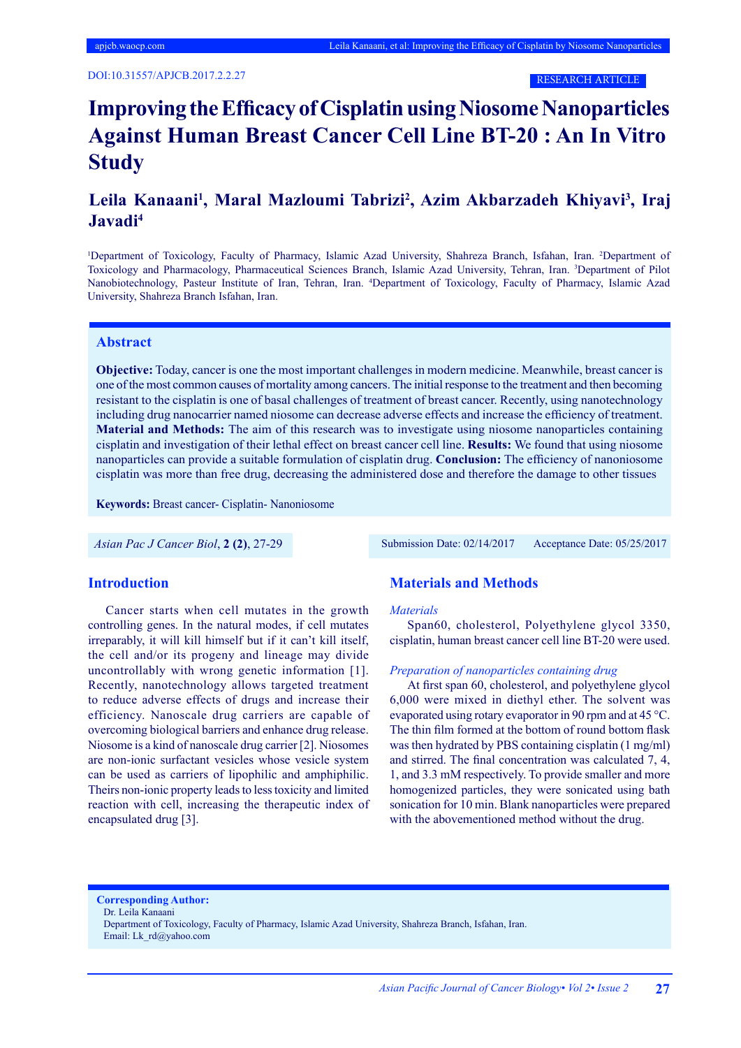DOI:10.31557/APJCB.2017.2.2.27

RESEARCH ARTICLE

# Improving the Efficacy of Cisplatin using Niosome Nanoparticles Against Human Breast Cancer Cell Line BT-20 : An In Vitro Study

**Leila Kanaani[1], Maral Mazloumi Tabrizi[2], Azim Akbarzadeh Khiyavi[3], Iraj Javadi[4]**

[1]Department of Toxicology, Faculty of Pharmacy, Islamic Azad University, Shahreza Branch, Isfahan, Iran. [2]Department of Toxicology and Pharmacology, Pharmaceutical Sciences Branch, Islamic Azad University, Tehran, Iran. [3]Department of Pilot Nanobiotechnology, Pasteur Institute of Iran, Tehran, Iran. [4]Department of Toxicology, Faculty of Pharmacy, Islamic Azad University, Shahreza Branch Isfahan, Iran.

## Abstract

**Objective:** Today, cancer is one the most important challenges in modern medicine. Meanwhile, breast cancer is one of the most common causes of mortality among cancers. The initial response to the treatment and then becoming resistant to the cisplatin is one of basal challenges of treatment of breast cancer. Recently, using nanotechnology including drug nanocarrier named niosome can decrease adverse effects and increase the efficiency of treatment. **Material and Methods:** The aim of this research was to investigate using niosome nanoparticles containing cisplatin and investigation of their lethal effect on breast cancer cell line. **Results:** We found that using niosome nanoparticles can provide a suitable formulation of cisplatin drug. **Conclusion:** The efficiency of nanoniosome cisplatin was more than free drug, decreasing the administered dose and therefore the damage to other tissues

**Keywords:** Breast cancer- Cisplatin- Nanoniosome

*Asian Pac J Cancer Biol*, **2 (2)**, 27-29

Submission Date: 02/14/2017 Acceptance Date: 05/25/2017

## Introduction

Cancer starts when cell mutates in the growth controlling genes. In the natural modes, if cell mutates irreparably, it will kill himself but if it can't kill itself, the cell and/or its progeny and lineage may divide uncontrollably with wrong genetic information [1]. Recently, nanotechnology allows targeted treatment to reduce adverse effects of drugs and increase their efficiency. Nanoscale drug carriers are capable of overcoming biological barriers and enhance drug release. Niosome is a kind of nanoscale drug carrier [2]. Niosomes are non-ionic surfactant vesicles whose vesicle system can be used as carriers of lipophilic and amphiphilic. Theirs non-ionic property leads to less toxicity and limited reaction with cell, increasing the therapeutic index of encapsulated drug [3].

## Materials and Methods

*Materials*

Span60, cholesterol, Polyethylene glycol 3350, cisplatin, human breast cancer cell line BT-20 were used.

*Preparation of nanoparticles containing drug*

At first span 60, cholesterol, and polyethylene glycol 6,000 were mixed in diethyl ether. The solvent was evaporated using rotary evaporator in 90 rpm and at 45 °C. The thin film formed at the bottom of round bottom flask was then hydrated by PBS containing cisplatin (1 mg/ml) and stirred. The final concentration was calculated 7, 4, 1, and 3.3 mM respectively. To provide smaller and more homogenized particles, they were sonicated using bath sonication for 10 min. Blank nanoparticles were prepared with the abovementioned method without the drug.

**Corresponding Author:**
Dr. Leila Kanaani
Department of Toxicology, Faculty of Pharmacy, Islamic Azad University, Shahreza Branch, Isfahan, Iran.
Email: Lk_rd@yahoo.com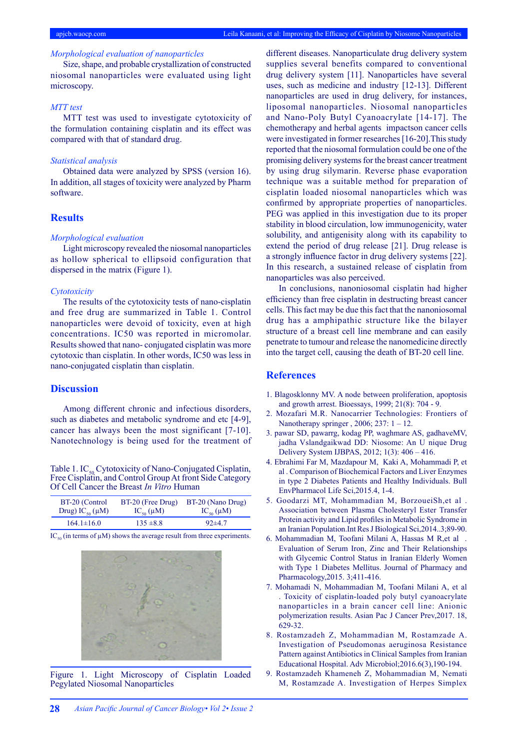### *Morphological evaluation of nanoparticles*

Size, shape, and probable crystallization of constructed niosomal nanoparticles were evaluated using light microscopy.

### *MTT test*

MTT test was used to investigate cytotoxicity of the formulation containing cisplatin and its effect was compared with that of standard drug.

### *Statistical analysis*

Obtained data were analyzed by SPSS (version 16). In addition, all stages of toxicity were analyzed by Pharm software.

## Results

### *Morphological evaluation*

Light microscopy revealed the niosomal nanoparticles as hollow spherical to ellipsoid configuration that dispersed in the matrix (Figure 1).

### *Cytotoxicity*

The results of the cytotoxicity tests of nano-cisplatin and free drug are summarized in Table 1. Control nanoparticles were devoid of toxicity, even at high concentrations. IC50 was reported in micromolar. Results showed that nano- conjugated cisplatin was more cytotoxic than cisplatin. In other words, IC50 was less in nano-conjugated cisplatin than cisplatin.

## Discussion

Among different chronic and infectious disorders, such as diabetes and metabolic syndrome and etc [4-9], cancer has always been the most significant [7-10]. Nanotechnology is being used for the treatment of different diseases. Nanoparticulate drug delivery system supplies several benefits compared to conventional drug delivery system [11]. Nanoparticles have several uses, such as medicine and industry [12-13]. Different nanoparticles are used in drug delivery, for instances, liposomal nanoparticles. Niosomal nanoparticles and Nano-Poly Butyl Cyanoacrylate [14-17]. The chemotherapy and herbal agents impactson cancer cells were investigated in former researches [16-20].This study reported that the niosomal formulation could be one of the promising delivery systems for the breast cancer treatment by using drug silymarin. Reverse phase evaporation technique was a suitable method for preparation of cisplatin loaded niosomal nanoparticles which was confirmed by appropriate properties of nanoparticles. PEG was applied in this investigation due to its proper stability in blood circulation, low immunogenicity, water solubility, and antigenisity along with its capability to extend the period of drug release [21]. Drug release is a strongly influence factor in drug delivery systems [22]. In this research, a sustained release of cisplatin from nanoparticles was also perceived.

In conclusions, nanoniosomal cisplatin had higher efficiency than free cisplatin in destructing breast cancer cells. This fact may be due this fact that the nanoniosomal drug has a amphipathic structure like the bilayer structure of a breast cell line membrane and can easily penetrate to tumour and release the nanomedicine directly into the target cell, causing the death of BT-20 cell line.

Table 1. $IC_{50}$ Cytotoxicity of Nano-Conjugated Cisplatin, Free Cisplatin, and Control Group At front Side Category Of Cell Cancer the Breast *In Vitro* Human

| BT-20 (Control Drug) $IC_{50}$ (μM) | BT-20 (Free Drug) $IC_{50}$ (μM) | BT-20 (Nano Drug) $IC_{50}$ (μM) |
|---|---|---|
| 164.1±16.0 | 135 ±8.8 | 92±4.7 |

$IC_{50}$ (in terms of μM) shows the average result from three experiments.

Figure 1. Light Microscopy of Cisplatin Loaded Pegylated Niosomal Nanoparticles

## References

1. Blagosklonny MV. A node between proliferation, apoptosis and growth arrest. Bioessays, 1999; 21(8): 704 - 9.
2. Mozafari M.R. Nanocarrier Technologies: Frontiers of Nanotherapy springer , 2006; 237: 1 – 12.
3. pawar SD, pawarrg, kodag PP, waghmare AS, gadhaveMV, jadha Vslandgaikwad DD: Niosome: An U nique Drug Delivery System IJBPAS, 2012; 1(3): 406 – 416.
4. Ebrahimi Far M, Mazdapour M, Kaki A, Mohammadi P, et al . Comparison of Biochemical Factors and Liver Enzymes in type 2 Diabetes Patients and Healthy Individuals. Bull EnvPharmacol Life Sci,2015.4, 1-4.
5. Goodarzi MT, Mohammadian M, BorzoueiSh,et al . Association between Plasma Cholesteryl Ester Transfer Protein activity and Lipid profiles in Metabolic Syndrome in an Iranian Population.Int Res J Biological Sci,2014..3;89-90.
6. Mohammadian M, Toofani Milani A, Hassas M R,et al . Evaluation of Serum Iron, Zinc and Their Relationships with Glycemic Control Status in Iranian Elderly Women with Type 1 Diabetes Mellitus. Journal of Pharmacy and Pharmacology,2015. 3;411-416.
7. Mohamadi N, Mohammadian M, Toofani Milani A, et al . Toxicity of cisplatin-loaded poly butyl cyanoacrylate nanoparticles in a brain cancer cell line: Anionic polymerization results. Asian Pac J Cancer Prev,2017. 18, 629-32.
8. Rostamzadeh Z, Mohammadian M, Rostamzade A. Investigation of Pseudomonas aeruginosa Resistance Pattern against Antibiotics in Clinical Samples from Iranian Educational Hospital. Adv Microbiol;2016.6(3),190-194.
9. Rostamzadeh Khameneh Z, Mohammadian M, Nemati M, Rostamzade A. Investigation of Herpes Simplex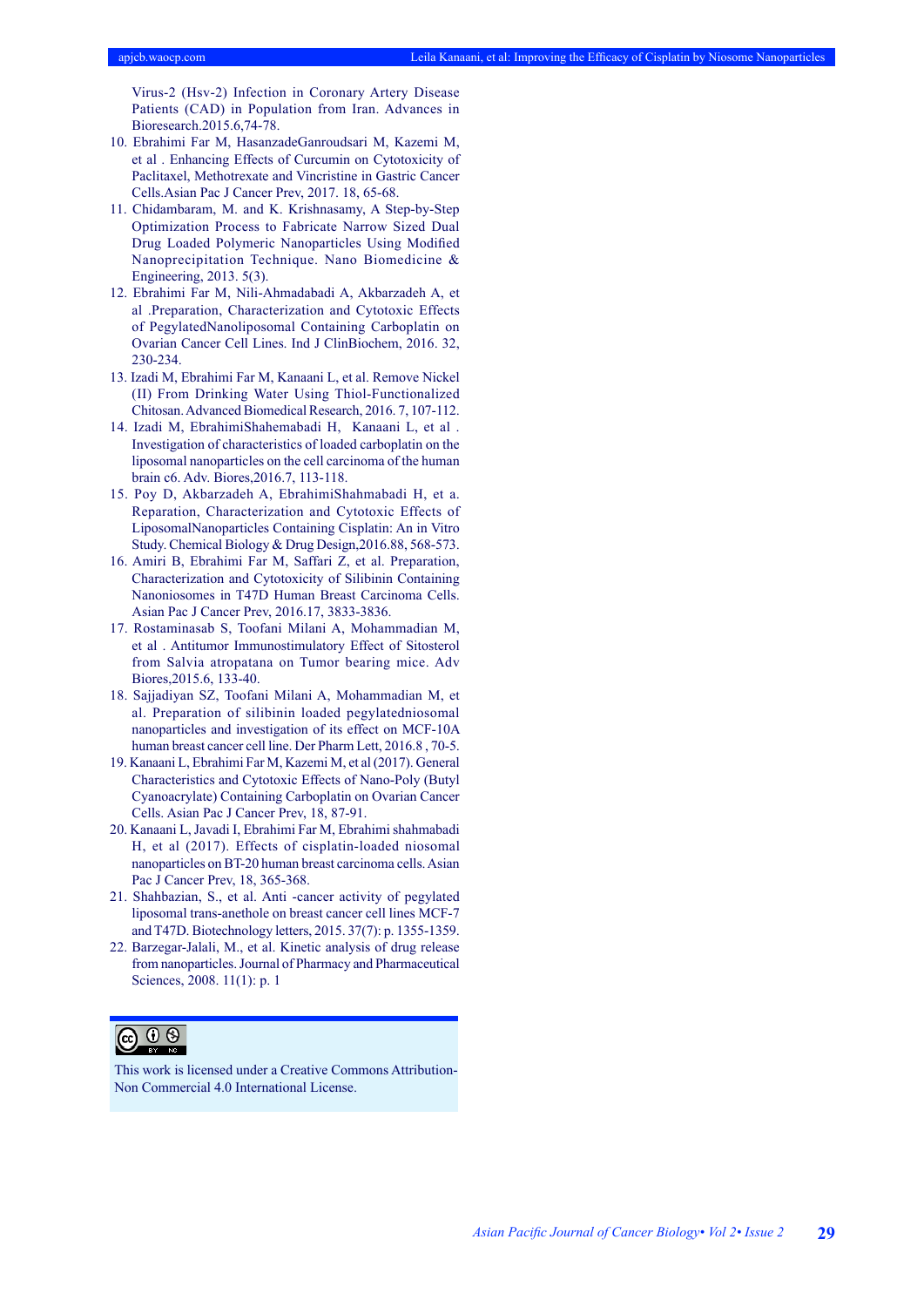Virus-2 (Hsv-2) Infection in Coronary Artery Disease Patients (CAD) in Population from Iran. Advances in Bioresearch.2015.6,74-78.

10. Ebrahimi Far M, HasanzadeGanroudsari M, Kazemi M, et al . Enhancing Effects of Curcumin on Cytotoxicity of Paclitaxel, Methotrexate and Vincristine in Gastric Cancer Cells.Asian Pac J Cancer Prev, 2017. 18, 65-68.
11. Chidambaram, M. and K. Krishnasamy, A Step-by-Step Optimization Process to Fabricate Narrow Sized Dual Drug Loaded Polymeric Nanoparticles Using Modified Nanoprecipitation Technique. Nano Biomedicine & Engineering, 2013. 5(3).
12. Ebrahimi Far M, Nili-Ahmadabadi A, Akbarzadeh A, et al .Preparation, Characterization and Cytotoxic Effects of PegylatedNanoliposomal Containing Carboplatin on Ovarian Cancer Cell Lines. Ind J ClinBiochem, 2016. 32, 230-234.
13. Izadi M, Ebrahimi Far M, Kanaani L, et al. Remove Nickel (II) From Drinking Water Using Thiol-Functionalized Chitosan. Advanced Biomedical Research, 2016. 7, 107-112.
14. Izadi M, EbrahimiShahemabadi H, Kanaani L, et al . Investigation of characteristics of loaded carboplatin on the liposomal nanoparticles on the cell carcinoma of the human brain c6. Adv. Biores,2016.7, 113-118.
15. Poy D, Akbarzadeh A, EbrahimiShahmabadi H, et a. Reparation, Characterization and Cytotoxic Effects of LiposomalNanoparticles Containing Cisplatin: An in Vitro Study. Chemical Biology & Drug Design,2016.88, 568-573.
16. Amiri B, Ebrahimi Far M, Saffari Z, et al. Preparation, Characterization and Cytotoxicity of Silibinin Containing Nanoniosomes in T47D Human Breast Carcinoma Cells. Asian Pac J Cancer Prev, 2016.17, 3833-3836.
17. Rostaminasab S, Toofani Milani A, Mohammadian M, et al . Antitumor Immunostimulatory Effect of Sitosterol from Salvia atropatana on Tumor bearing mice. Adv Biores,2015.6, 133-40.
18. Sajjadiyan SZ, Toofani Milani A, Mohammadian M, et al. Preparation of silibinin loaded pegylatedniosomal nanoparticles and investigation of its effect on MCF-10A human breast cancer cell line. Der Pharm Lett, 2016.8 , 70-5.
19. Kanaani L, Ebrahimi Far M, Kazemi M, et al (2017). General Characteristics and Cytotoxic Effects of Nano-Poly (Butyl Cyanoacrylate) Containing Carboplatin on Ovarian Cancer Cells. Asian Pac J Cancer Prev, 18, 87-91.
20. Kanaani L, Javadi I, Ebrahimi Far M, Ebrahimi shahmabadi H, et al (2017). Effects of cisplatin-loaded niosomal nanoparticles on BT-20 human breast carcinoma cells. Asian Pac J Cancer Prev, 18, 365-368.
21. Shahbazian, S., et al. Anti -cancer activity of pegylated liposomal trans-anethole on breast cancer cell lines MCF-7 and T47D. Biotechnology letters, 2015. 37(7): p. 1355-1359.
22. Barzegar-Jalali, M., et al. Kinetic analysis of drug release from nanoparticles. Journal of Pharmacy and Pharmaceutical Sciences, 2008. 11(1): p. 1

This work is licensed under a Creative Commons Attribution-Non Commercial 4.0 International License.